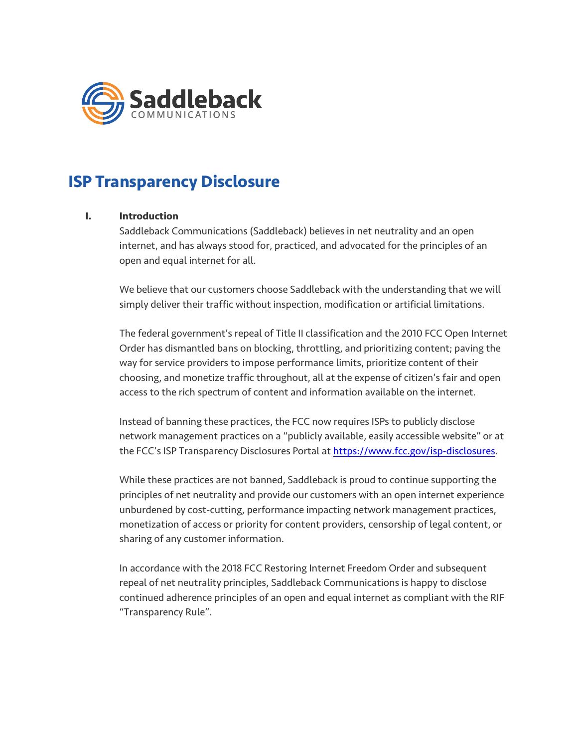Saddleback
COMMUNICATIONS

# ISP Transparency Disclosure

## I. Introduction

Saddleback Communications (Saddleback) believes in net neutrality and an open internet, and has always stood for, practiced, and advocated for the principles of an open and equal internet for all.

We believe that our customers choose Saddleback with the understanding that we will simply deliver their traffic without inspection, modification or artificial limitations.

The federal government's repeal of Title II classification and the 2010 FCC Open Internet Order has dismantled bans on blocking, throttling, and prioritizing content; paving the way for service providers to impose performance limits, prioritize content of their choosing, and monetize traffic throughout, all at the expense of citizen's fair and open access to the rich spectrum of content and information available on the internet.

Instead of banning these practices, the FCC now requires ISPs to publicly disclose network management practices on a "publicly available, easily accessible website" or at the FCC's ISP Transparency Disclosures Portal at https://www.fcc.gov/isp-disclosures.

While these practices are not banned, Saddleback is proud to continue supporting the principles of net neutrality and provide our customers with an open internet experience unburdened by cost-cutting, performance impacting network management practices, monetization of access or priority for content providers, censorship of legal content, or sharing of any customer information.

In accordance with the 2018 FCC Restoring Internet Freedom Order and subsequent repeal of net neutrality principles, Saddleback Communications is happy to disclose continued adherence principles of an open and equal internet as compliant with the RIF "Transparency Rule".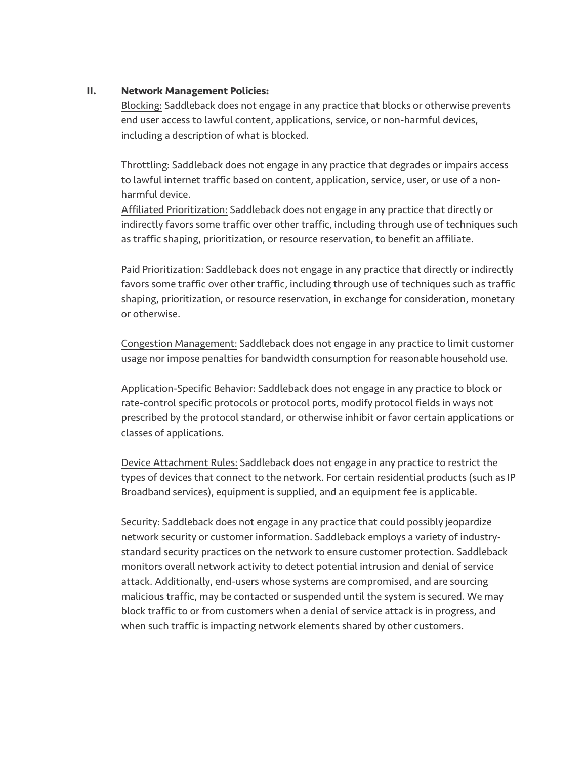## II. Network Management Policies:

Blocking: Saddleback does not engage in any practice that blocks or otherwise prevents end user access to lawful content, applications, service, or non-harmful devices, including a description of what is blocked.

Throttling: Saddleback does not engage in any practice that degrades or impairs access to lawful internet traffic based on content, application, service, user, or use of a non-harmful device.

Affiliated Prioritization: Saddleback does not engage in any practice that directly or indirectly favors some traffic over other traffic, including through use of techniques such as traffic shaping, prioritization, or resource reservation, to benefit an affiliate.

Paid Prioritization: Saddleback does not engage in any practice that directly or indirectly favors some traffic over other traffic, including through use of techniques such as traffic shaping, prioritization, or resource reservation, in exchange for consideration, monetary or otherwise.

Congestion Management: Saddleback does not engage in any practice to limit customer usage nor impose penalties for bandwidth consumption for reasonable household use.

Application-Specific Behavior: Saddleback does not engage in any practice to block or rate-control specific protocols or protocol ports, modify protocol fields in ways not prescribed by the protocol standard, or otherwise inhibit or favor certain applications or classes of applications.

Device Attachment Rules: Saddleback does not engage in any practice to restrict the types of devices that connect to the network. For certain residential products (such as IP Broadband services), equipment is supplied, and an equipment fee is applicable.

Security: Saddleback does not engage in any practice that could possibly jeopardize network security or customer information. Saddleback employs a variety of industry-standard security practices on the network to ensure customer protection. Saddleback monitors overall network activity to detect potential intrusion and denial of service attack. Additionally, end-users whose systems are compromised, and are sourcing malicious traffic, may be contacted or suspended until the system is secured. We may block traffic to or from customers when a denial of service attack is in progress, and when such traffic is impacting network elements shared by other customers.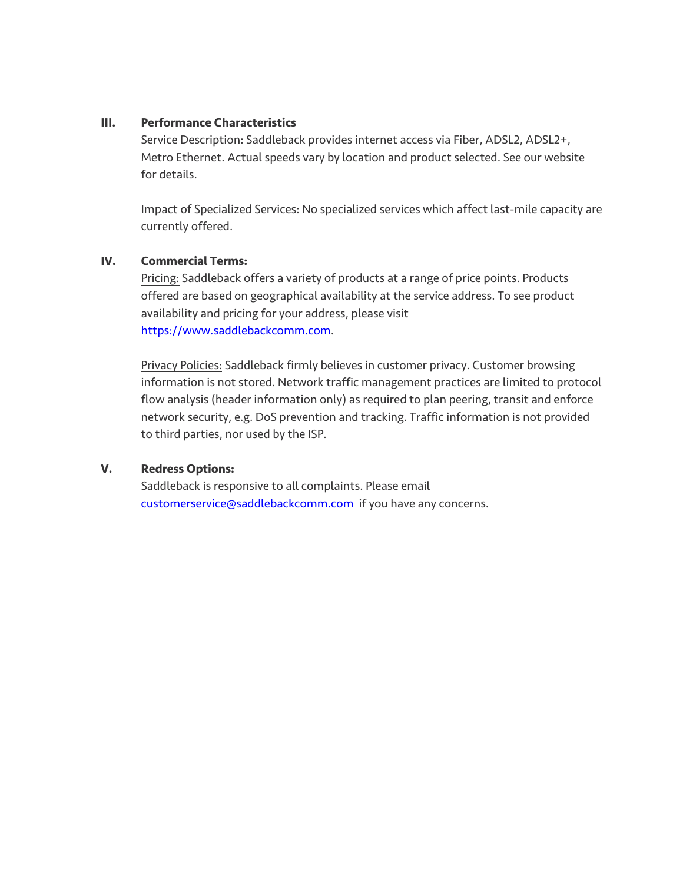## III. Performance Characteristics

Service Description: Saddleback provides internet access via Fiber, ADSL2, ADSL2+, Metro Ethernet. Actual speeds vary by location and product selected. See our website for details.

Impact of Specialized Services: No specialized services which affect last-mile capacity are currently offered.

## IV. Commercial Terms:

Pricing: Saddleback offers a variety of products at a range of price points. Products offered are based on geographical availability at the service address. To see product availability and pricing for your address, please visit https://www.saddlebackcomm.com.

Privacy Policies: Saddleback firmly believes in customer privacy. Customer browsing information is not stored. Network traffic management practices are limited to protocol flow analysis (header information only) as required to plan peering, transit and enforce network security, e.g. DoS prevention and tracking. Traffic information is not provided to third parties, nor used by the ISP.

## V. Redress Options:

Saddleback is responsive to all complaints. Please email customerservice@saddlebackcomm.com if you have any concerns.